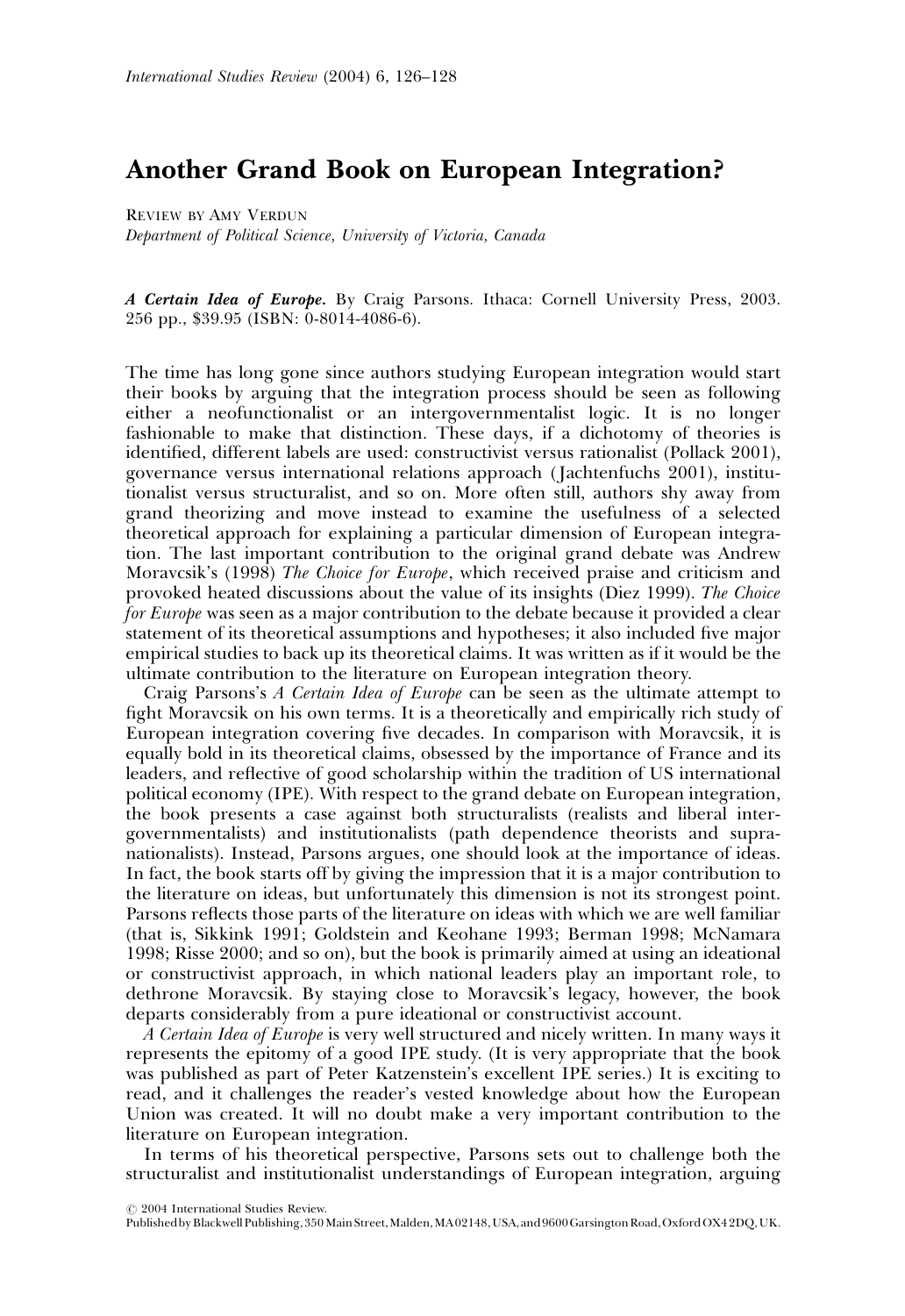# Another Grand Book on European Integration?

Review by Amy Verdun
*Department of Political Science, University of Victoria, Canada*

***A Certain Idea of Europe*****.** By Craig Parsons. Ithaca: Cornell University Press, 2003. 256 pp., $39.95 (ISBN: 0-8014-4086-6).

The time has long gone since authors studying European integration would start their books by arguing that the integration process should be seen as following either a neofunctionalist or an intergovernmentalist logic. It is no longer fashionable to make that distinction. These days, if a dichotomy of theories is identified, different labels are used: constructivist versus rationalist (Pollack 2001), governance versus international relations approach (Jachtenfuchs 2001), institutionalist versus structuralist, and so on. More often still, authors shy away from grand theorizing and move instead to examine the usefulness of a selected theoretical approach for explaining a particular dimension of European integration. The last important contribution to the original grand debate was Andrew Moravcsik's (1998) *The Choice for Europe*, which received praise and criticism and provoked heated discussions about the value of its insights (Diez 1999). *The Choice for Europe* was seen as a major contribution to the debate because it provided a clear statement of its theoretical assumptions and hypotheses; it also included five major empirical studies to back up its theoretical claims. It was written as if it would be the ultimate contribution to the literature on European integration theory.

Craig Parsons's *A Certain Idea of Europe* can be seen as the ultimate attempt to fight Moravcsik on his own terms. It is a theoretically and empirically rich study of European integration covering five decades. In comparison with Moravcsik, it is equally bold in its theoretical claims, obsessed by the importance of France and its leaders, and reflective of good scholarship within the tradition of US international political economy (IPE). With respect to the grand debate on European integration, the book presents a case against both structuralists (realists and liberal intergovernmentalists) and institutionalists (path dependence theorists and supranationalists). Instead, Parsons argues, one should look at the importance of ideas. In fact, the book starts off by giving the impression that it is a major contribution to the literature on ideas, but unfortunately this dimension is not its strongest point. Parsons reflects those parts of the literature on ideas with which we are well familiar (that is, Sikkink 1991; Goldstein and Keohane 1993; Berman 1998; McNamara 1998; Risse 2000; and so on), but the book is primarily aimed at using an ideational or constructivist approach, in which national leaders play an important role, to dethrone Moravcsik. By staying close to Moravcsik's legacy, however, the book departs considerably from a pure ideational or constructivist account.

*A Certain Idea of Europe* is very well structured and nicely written. In many ways it represents the epitomy of a good IPE study. (It is very appropriate that the book was published as part of Peter Katzenstein's excellent IPE series.) It is exciting to read, and it challenges the reader's vested knowledge about how the European Union was created. It will no doubt make a very important contribution to the literature on European integration.

In terms of his theoretical perspective, Parsons sets out to challenge both the structuralist and institutionalist understandings of European integration, arguing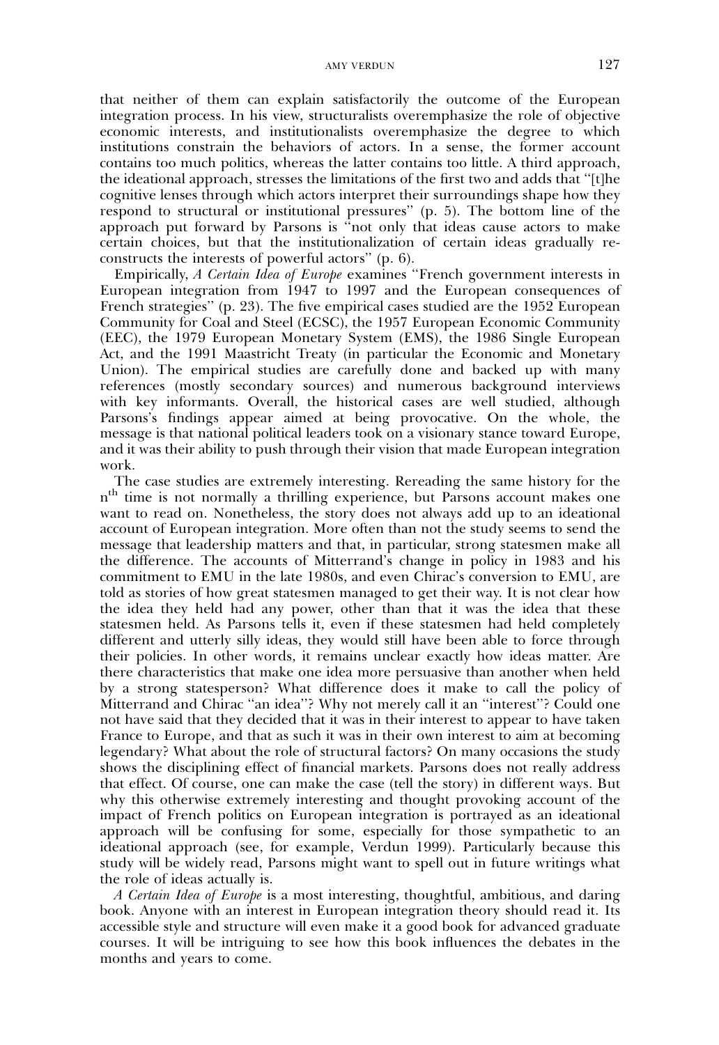that neither of them can explain satisfactorily the outcome of the European integration process. In his view, structuralists overemphasize the role of objective economic interests, and institutionalists overemphasize the degree to which institutions constrain the behaviors of actors. In a sense, the former account contains too much politics, whereas the latter contains too little. A third approach, the ideational approach, stresses the limitations of the first two and adds that "[t]he cognitive lenses through which actors interpret their surroundings shape how they respond to structural or institutional pressures" (p. 5). The bottom line of the approach put forward by Parsons is "not only that ideas cause actors to make certain choices, but that the institutionalization of certain ideas gradually re-constructs the interests of powerful actors" (p. 6).

Empirically, *A Certain Idea of Europe* examines "French government interests in European integration from 1947 to 1997 and the European consequences of French strategies" (p. 23). The five empirical cases studied are the 1952 European Community for Coal and Steel (ECSC), the 1957 European Economic Community (EEC), the 1979 European Monetary System (EMS), the 1986 Single European Act, and the 1991 Maastricht Treaty (in particular the Economic and Monetary Union). The empirical studies are carefully done and backed up with many references (mostly secondary sources) and numerous background interviews with key informants. Overall, the historical cases are well studied, although Parsons's findings appear aimed at being provocative. On the whole, the message is that national political leaders took on a visionary stance toward Europe, and it was their ability to push through their vision that made European integration work.

The case studies are extremely interesting. Rereading the same history for the $n^{th}$ time is not normally a thrilling experience, but Parsons account makes one want to read on. Nonetheless, the story does not always add up to an ideational account of European integration. More often than not the study seems to send the message that leadership matters and that, in particular, strong statesmen make all the difference. The accounts of Mitterrand's change in policy in 1983 and his commitment to EMU in the late 1980s, and even Chirac's conversion to EMU, are told as stories of how great statesmen managed to get their way. It is not clear how the idea they held had any power, other than that it was the idea that these statesmen held. As Parsons tells it, even if these statesmen had held completely different and utterly silly ideas, they would still have been able to force through their policies. In other words, it remains unclear exactly how ideas matter. Are there characteristics that make one idea more persuasive than another when held by a strong statesperson? What difference does it make to call the policy of Mitterrand and Chirac "an idea"? Why not merely call it an "interest"? Could one not have said that they decided that it was in their interest to appear to have taken France to Europe, and that as such it was in their own interest to aim at becoming legendary? What about the role of structural factors? On many occasions the study shows the disciplining effect of financial markets. Parsons does not really address that effect. Of course, one can make the case (tell the story) in different ways. But why this otherwise extremely interesting and thought provoking account of the impact of French politics on European integration is portrayed as an ideational approach will be confusing for some, especially for those sympathetic to an ideational approach (see, for example, Verdun 1999). Particularly because this study will be widely read, Parsons might want to spell out in future writings what the role of ideas actually is.

*A Certain Idea of Europe* is a most interesting, thoughtful, ambitious, and daring book. Anyone with an interest in European integration theory should read it. Its accessible style and structure will even make it a good book for advanced graduate courses. It will be intriguing to see how this book influences the debates in the months and years to come.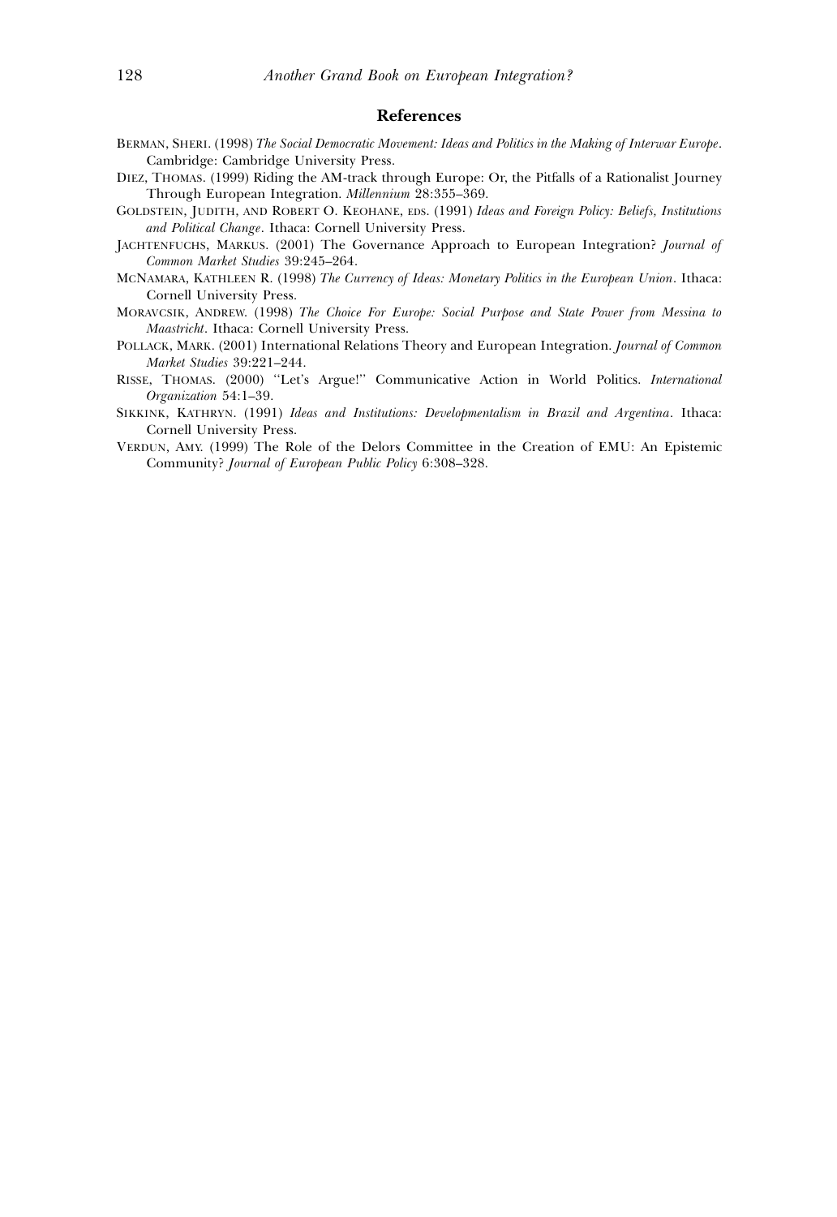## References

Berman, Sheri. (1998) *The Social Democratic Movement: Ideas and Politics in the Making of Interwar Europe*. Cambridge: Cambridge University Press.

Diez, Thomas. (1999) Riding the AM-track through Europe: Or, the Pitfalls of a Rationalist Journey Through European Integration. *Millennium* 28:355–369.

Goldstein, Judith, and Robert O. Keohane, eds. (1991) *Ideas and Foreign Policy: Beliefs, Institutions and Political Change*. Ithaca: Cornell University Press.

Jachtenfuchs, Markus. (2001) The Governance Approach to European Integration? *Journal of Common Market Studies* 39:245–264.

McNamara, Kathleen R. (1998) *The Currency of Ideas: Monetary Politics in the European Union*. Ithaca: Cornell University Press.

Moravcsik, Andrew. (1998) *The Choice For Europe: Social Purpose and State Power from Messina to Maastricht*. Ithaca: Cornell University Press.

Pollack, Mark. (2001) International Relations Theory and European Integration. *Journal of Common Market Studies* 39:221–244.

Risse, Thomas. (2000) ''Let's Argue!'' Communicative Action in World Politics. *International Organization* 54:1–39.

Sikkink, Kathryn. (1991) *Ideas and Institutions: Developmentalism in Brazil and Argentina*. Ithaca: Cornell University Press.

Verdun, Amy. (1999) The Role of the Delors Committee in the Creation of EMU: An Epistemic Community? *Journal of European Public Policy* 6:308–328.